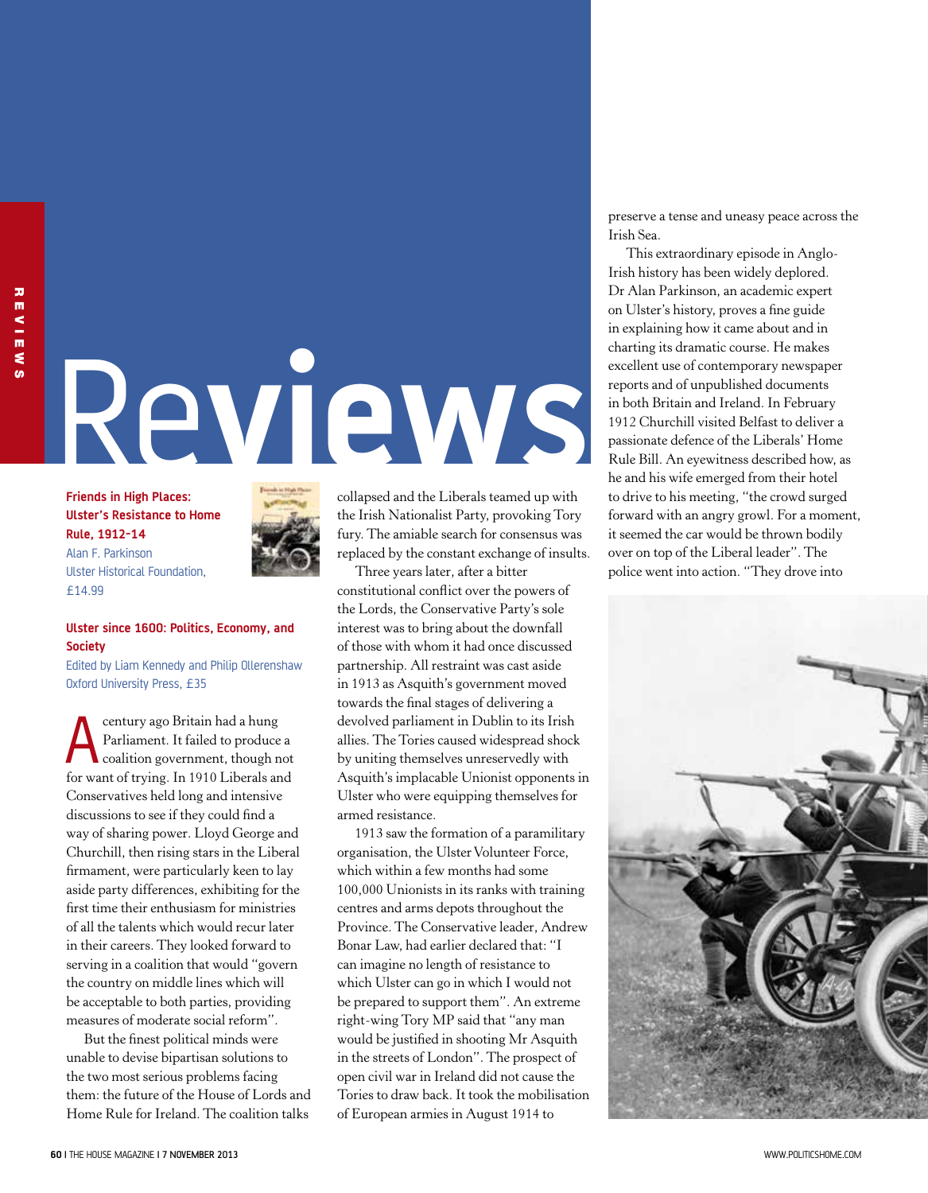# Reviews

**Friends in High Places: Ulster's Resistance to Home Rule, 1912–14**
Alan F. Parkinson
Ulster Historical Foundation, £14.99

**Ulster since 1600: Politics, Economy, and Society**
Edited by Liam Kennedy and Philip Ollerenshaw
Oxford University Press, £35

A century ago Britain had a hung Parliament. It failed to produce a coalition government, though not for want of trying. In 1910 Liberals and Conservatives held long and intensive discussions to see if they could find a way of sharing power. Lloyd George and Churchill, then rising stars in the Liberal firmament, were particularly keen to lay aside party differences, exhibiting for the first time their enthusiasm for ministries of all the talents which would recur later in their careers. They looked forward to serving in a coalition that would "govern the country on middle lines which will be acceptable to both parties, providing measures of moderate social reform".

But the finest political minds were unable to devise bipartisan solutions to the two most serious problems facing them: the future of the House of Lords and Home Rule for Ireland. The coalition talks collapsed and the Liberals teamed up with the Irish Nationalist Party, provoking Tory fury. The amiable search for consensus was replaced by the constant exchange of insults.

Three years later, after a bitter constitutional conflict over the powers of the Lords, the Conservative Party's sole interest was to bring about the downfall of those with whom it had once discussed partnership. All restraint was cast aside in 1913 as Asquith's government moved towards the final stages of delivering a devolved parliament in Dublin to its Irish allies. The Tories caused widespread shock by uniting themselves unreservedly with Asquith's implacable Unionist opponents in Ulster who were equipping themselves for armed resistance.

1913 saw the formation of a paramilitary organisation, the Ulster Volunteer Force, which within a few months had some 100,000 Unionists in its ranks with training centres and arms depots throughout the Province. The Conservative leader, Andrew Bonar Law, had earlier declared that: "I can imagine no length of resistance to which Ulster can go in which I would not be prepared to support them". An extreme right-wing Tory MP said that "any man would be justified in shooting Mr Asquith in the streets of London". The prospect of open civil war in Ireland did not cause the Tories to draw back. It took the mobilisation of European armies in August 1914 to preserve a tense and uneasy peace across the Irish Sea.

This extraordinary episode in Anglo-Irish history has been widely deplored. Dr Alan Parkinson, an academic expert on Ulster's history, proves a fine guide in explaining how it came about and in charting its dramatic course. He makes excellent use of contemporary newspaper reports and of unpublished documents in both Britain and Ireland. In February 1912 Churchill visited Belfast to deliver a passionate defence of the Liberals' Home Rule Bill. An eyewitness described how, as he and his wife emerged from their hotel to drive to his meeting, "the crowd surged forward with an angry growl. For a moment, it seemed the car would be thrown bodily over on top of the Liberal leader". The police went into action. "They drove into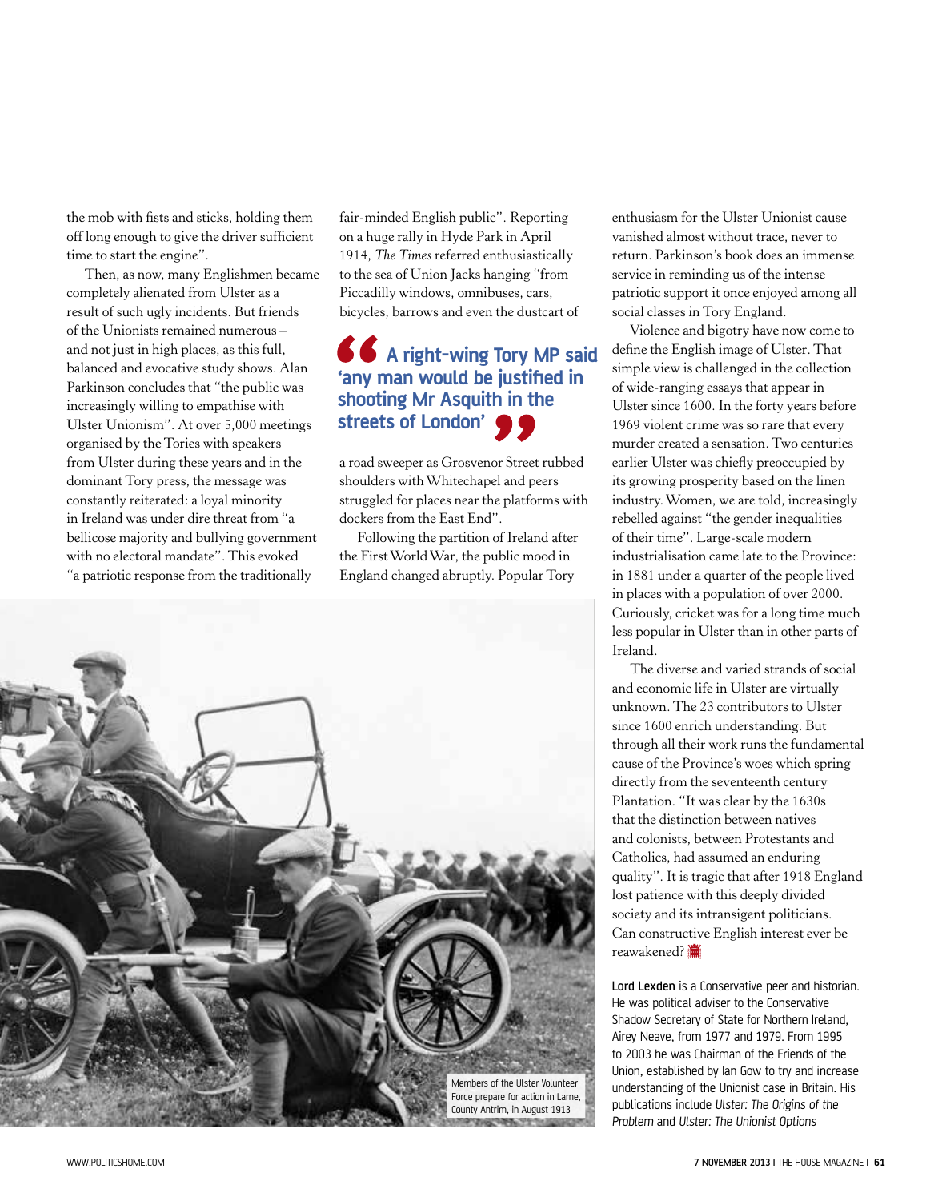the mob with fists and sticks, holding them off long enough to give the driver sufficient time to start the engine".

Then, as now, many Englishmen became completely alienated from Ulster as a result of such ugly incidents. But friends of the Unionists remained numerous – and not just in high places, as this full, balanced and evocative study shows. Alan Parkinson concludes that "the public was increasingly willing to empathise with Ulster Unionism". At over 5,000 meetings organised by the Tories with speakers from Ulster during these years and in the dominant Tory press, the message was constantly reiterated: a loyal minority in Ireland was under dire threat from "a bellicose majority and bullying government with no electoral mandate". This evoked "a patriotic response from the traditionally fair-minded English public". Reporting on a huge rally in Hyde Park in April 1914, *The Times* referred enthusiastically to the sea of Union Jacks hanging "from Piccadilly windows, omnibuses, cars, bicycles, barrows and even the dustcart of a road sweeper as Grosvenor Street rubbed shoulders with Whitechapel and peers struggled for places near the platforms with dockers from the East End".

> **"A right-wing Tory MP said 'any man would be justified in shooting Mr Asquith in the streets of London'"**

Following the partition of Ireland after the First World War, the public mood in England changed abruptly. Popular Tory enthusiasm for the Ulster Unionist cause vanished almost without trace, never to return. Parkinson's book does an immense service in reminding us of the intense patriotic support it once enjoyed among all social classes in Tory England.

Violence and bigotry have now come to define the English image of Ulster. That simple view is challenged in the collection of wide-ranging essays that appear in Ulster since 1600. In the forty years before 1969 violent crime was so rare that every murder created a sensation. Two centuries earlier Ulster was chiefly preoccupied by its growing prosperity based on the linen industry. Women, we are told, increasingly rebelled against "the gender inequalities of their time". Large-scale modern industrialisation came late to the Province: in 1881 under a quarter of the people lived in places with a population of over 2000. Curiously, cricket was for a long time much less popular in Ulster than in other parts of Ireland.

The diverse and varied strands of social and economic life in Ulster are virtually unknown. The 23 contributors to Ulster since 1600 enrich understanding. But through all their work runs the fundamental cause of the Province's woes which spring directly from the seventeenth century Plantation. "It was clear by the 1630s that the distinction between natives and colonists, between Protestants and Catholics, had assumed an enduring quality". It is tragic that after 1918 England lost patience with this deeply divided society and its intransigent politicians. Can constructive English interest ever be reawakened?

Members of the Ulster Volunteer Force prepare for action in Larne, County Antrim, in August 1913

**Lord Lexden** is a Conservative peer and historian. He was political adviser to the Conservative Shadow Secretary of State for Northern Ireland, Airey Neave, from 1977 and 1979. From 1995 to 2003 he was Chairman of the Friends of the Union, established by Ian Gow to try and increase understanding of the Unionist case in Britain. His publications include *Ulster: The Origins of the Problem* and *Ulster: The Unionist Options*